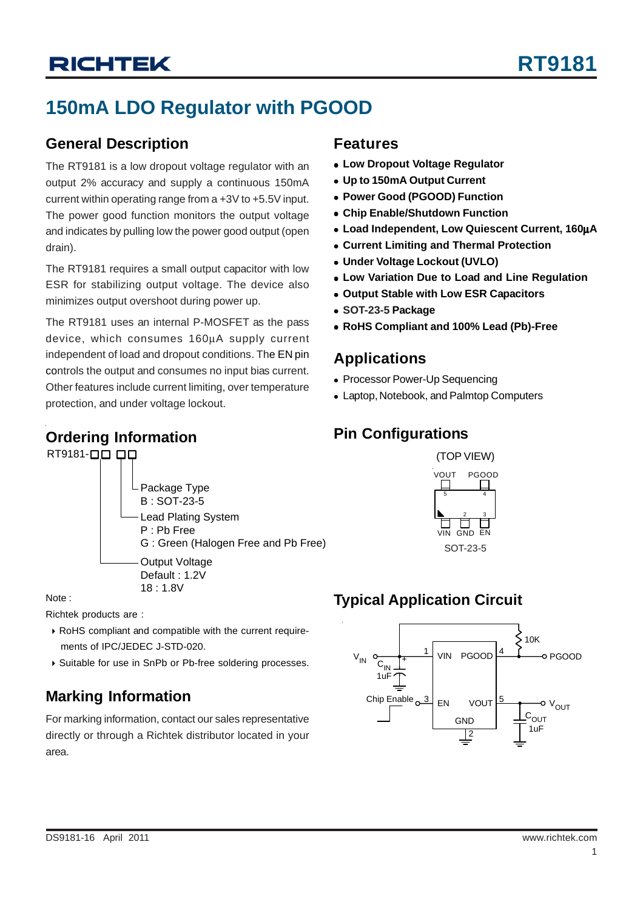# RT9181

## 150mA LDO Regulator with PGOOD

### General Description

The RT9181 is a low dropout voltage regulator with an output 2% accuracy and supply a continuous 150mA current within operating range from a +3V to +5.5V input. The power good function monitors the output voltage and indicates by pulling low the power good output (open drain).

The RT9181 requires a small output capacitor with low ESR for stabilizing output voltage. The device also minimizes output overshoot during power up.

The RT9181 uses an internal P-MOSFET as the pass device, which consumes 160μA supply current independent of load and dropout conditions. The EN pin controls the output and consumes no input bias current. Other features include current limiting, over temperature protection, and under voltage lockout.

### Ordering Information

RT9181-□□ □□

- Package Type
  B : SOT-23-5
- Lead Plating System
  P : Pb Free
  G : Green (Halogen Free and Pb Free)
- Output Voltage
  Default : 1.2V
  18 : 1.8V

Note :

Richtek products are :

- RoHS compliant and compatible with the current requirements of IPC/JEDEC J-STD-020.
- Suitable for use in SnPb or Pb-free processes.

### Marking Information

For marking information, contact our sales representative directly or through a Richtek distributor located in your area.

### Features

- **Low Dropout Voltage Regulator**
- **Up to 150mA Output Current**
- **Power Good (PGOOD) Function**
- **Chip Enable/Shutdown Function**
- **Load Independent, Low Quiescent Current, 160μA**
- **Current Limiting and Thermal Protection**
- **Under Voltage Lockout (UVLO)**
- **Low Variation Due to Load and Line Regulation**
- **Output Stable with Low ESR Capacitors**
- **SOT-23-5 Package**
- **RoHS Compliant and 100% Lead (Pb)-Free**

### Applications

- Processor Power-Up Sequencing
- Laptop, Notebook, and Palmtop Computers

### Pin Configurations

(TOP VIEW)

VOUT (5), PGOOD (4), VIN (1), GND (2), EN (3)

SOT-23-5

### Typical Application Circuit

$V_{IN}$ — $C_{IN}$ 1uF — VIN (1); PGOOD (4) — 10K pull-up — PGOOD; Chip Enable — EN (3); VOUT (5) — $C_{OUT}$ 1uF — $V_{OUT}$; GND (2)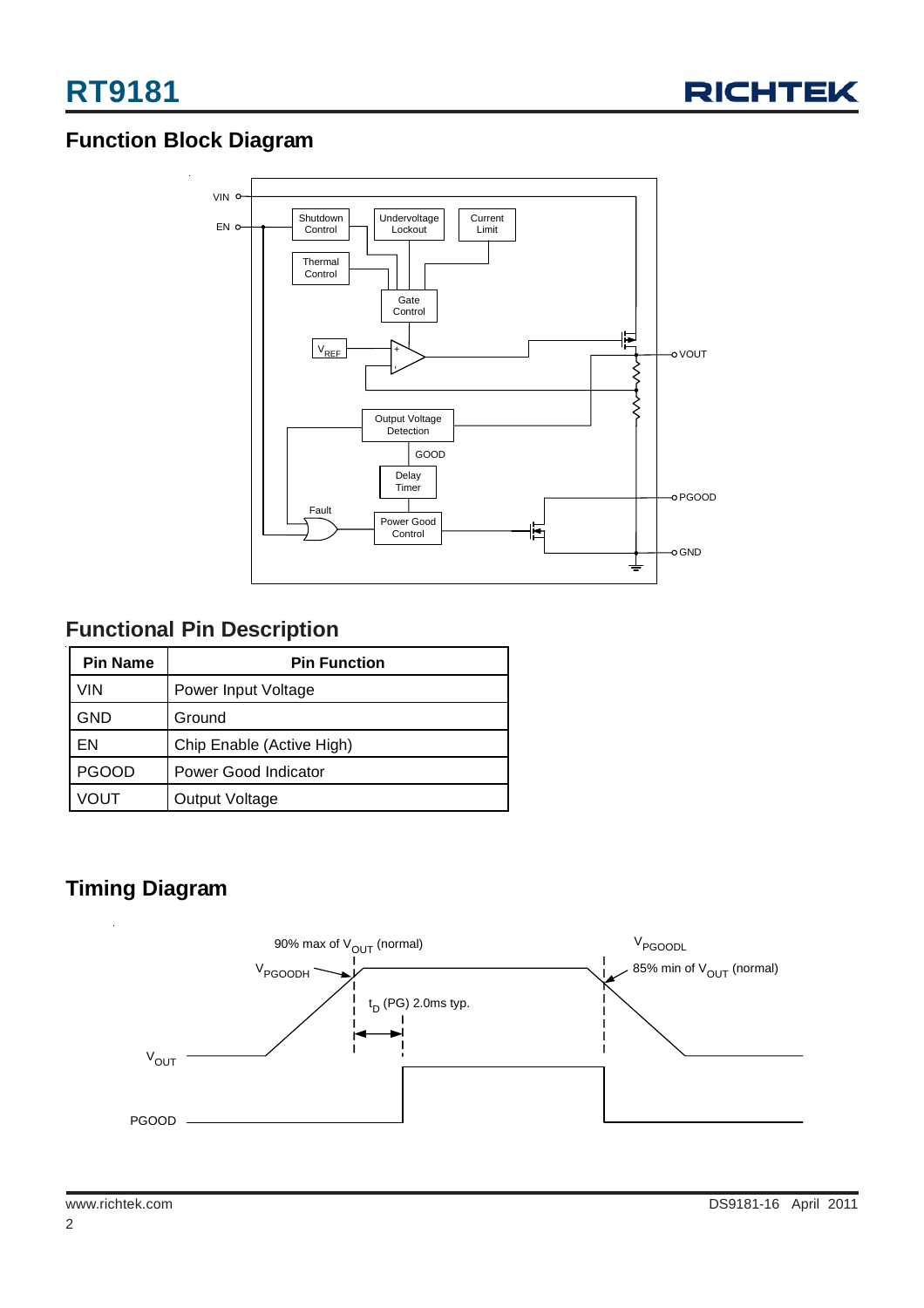## Function Block Diagram

## Functional Pin Description

| Pin Name | Pin Function |
|---|---|
| VIN | Power Input Voltage |
| GND | Ground |
| EN | Chip Enable (Active High) |
| PGOOD | Power Good Indicator |
| VOUT | Output Voltage |

## Timing Diagram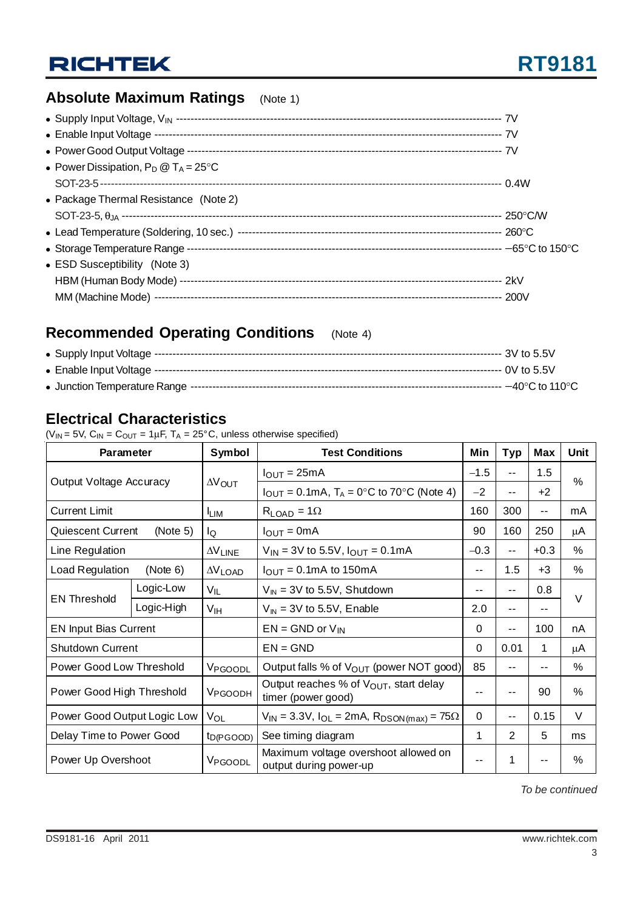## Absolute Maximum Ratings (Note 1)

- Supply Input Voltage, $V_{IN}$ ---------- 7V
- Enable Input Voltage ---------- 7V
- Power Good Output Voltage ---------- 7V
- Power Dissipation, $P_D$ @ $T_A$ = 25°C
  SOT-23-5 ---------- 0.4W
- Package Thermal Resistance (Note 2)
  SOT-23-5, $\theta_{JA}$ ---------- 250°C/W
- Lead Temperature (Soldering, 10 sec.) ---------- 260°C
- Storage Temperature Range ---------- −65°C to 150°C
- ESD Susceptibility (Note 3)
  HBM (Human Body Mode) ---------- 2kV
  MM (Machine Mode) ---------- 200V

## Recommended Operating Conditions (Note 4)

- Supply Input Voltage ---------- 3V to 5.5V
- Enable Input Voltage ---------- 0V to 5.5V
- Junction Temperature Range ---------- −40°C to 110°C

## Electrical Characteristics

($V_{IN}$ = 5V, $C_{IN}$ = $C_{OUT}$ = 1μF, $T_A$ = 25°C, unless otherwise specified)

| Parameter | | Symbol | Test Conditions | Min | Typ | Max | Unit |
|---|---|---|---|---|---|---|---|
| Output Voltage Accuracy | | $\Delta V_{OUT}$ | $I_{OUT}$ = 25mA | −1.5 | -- | 1.5 | % |
| | | | $I_{OUT}$ = 0.1mA, $T_A$ = 0°C to 70°C (Note 4) | −2 | -- | +2 | |
| Current Limit | | $I_{LIM}$ | $R_{LOAD}$ = 1Ω | 160 | 300 | -- | mA |
| Quiescent Current (Note 5) | | $I_Q$ | $I_{OUT}$ = 0mA | 90 | 160 | 250 | μA |
| Line Regulation | | $\Delta V_{LINE}$ | $V_{IN}$ = 3V to 5.5V, $I_{OUT}$ = 0.1mA | −0.3 | -- | +0.3 | % |
| Load Regulation (Note 6) | | $\Delta V_{LOAD}$ | $I_{OUT}$ = 0.1mA to 150mA | -- | 1.5 | +3 | % |
| EN Threshold | Logic-Low | $V_{IL}$ | $V_{IN}$ = 3V to 5.5V, Shutdown | -- | -- | 0.8 | V |
| | Logic-High | $V_{IH}$ | $V_{IN}$ = 3V to 5.5V, Enable | 2.0 | -- | -- | |
| EN Input Bias Current | | | EN = GND or $V_{IN}$ | 0 | -- | 100 | nA |
| Shutdown Current | | | EN = GND | 0 | 0.01 | 1 | μA |
| Power Good Low Threshold | | $V_{PGOODL}$ | Output falls % of $V_{OUT}$ (power NOT good) | 85 | -- | -- | % |
| Power Good High Threshold | | $V_{PGOODH}$ | Output reaches % of $V_{OUT}$, start delay timer (power good) | -- | -- | 90 | % |
| Power Good Output Logic Low | | $V_{OL}$ | $V_{IN}$ = 3.3V, $I_{OL}$ = 2mA, $R_{DSON(max)}$ = 75Ω | 0 | -- | 0.15 | V |
| Delay Time to Power Good | | $t_{D(PGOOD)}$ | See timing diagram | 1 | 2 | 5 | ms |
| Power Up Overshoot | | $V_{PGOODL}$ | Maximum voltage overshoot allowed on output during power-up | -- | 1 | -- | % |

*To be continued*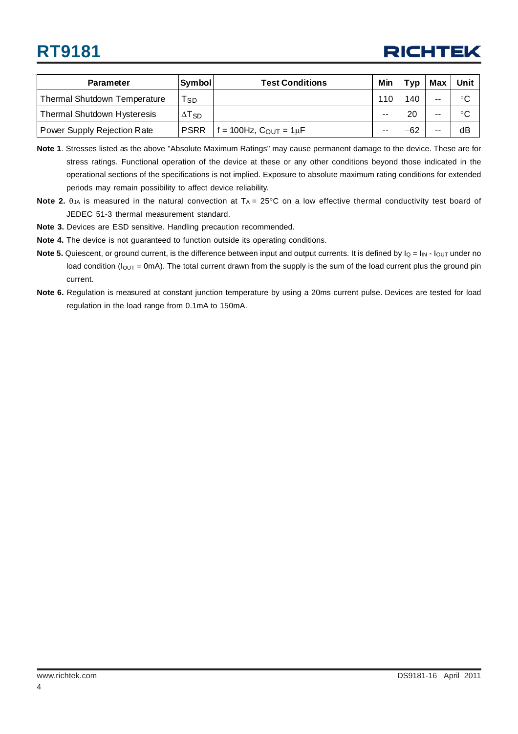| Parameter | Symbol | Test Conditions | Min | Typ | Max | Unit |
|---|---|---|---|---|---|---|
| Thermal Shutdown Temperature | $T_{SD}$ | | 110 | 140 | -- | °C |
| Thermal Shutdown Hysteresis | $\Delta T_{SD}$ | | -- | 20 | -- | °C |
| Power Supply Rejection Rate | PSRR | f = 100Hz, $C_{OUT}$ = 1μF | -- | −62 | -- | dB |

**Note 1**. Stresses listed as the above "Absolute Maximum Ratings" may cause permanent damage to the device. These are for stress ratings. Functional operation of the device at these or any other conditions beyond those indicated in the operational sections of the specifications is not implied. Exposure to absolute maximum rating conditions for extended periods may remain possibility to affect device reliability.

**Note 2.** $\theta_{JA}$ is measured in the natural convection at $T_A$ = 25°C on a low effective thermal conductivity test board of JEDEC 51-3 thermal measurement standard.

**Note 3.** Devices are ESD sensitive. Handling precaution recommended.

**Note 4.** The device is not guaranteed to function outside its operating conditions.

**Note 5.** Quiescent, or ground current, is the difference between input and output currents. It is defined by $I_Q = I_{IN} - I_{OUT}$ under no load condition ($I_{OUT}$ = 0mA). The total current drawn from the supply is the sum of the load current plus the ground pin current.

**Note 6.** Regulation is measured at constant junction temperature by using a 20ms current pulse. Devices are tested for load regulation in the load range from 0.1mA to 150mA.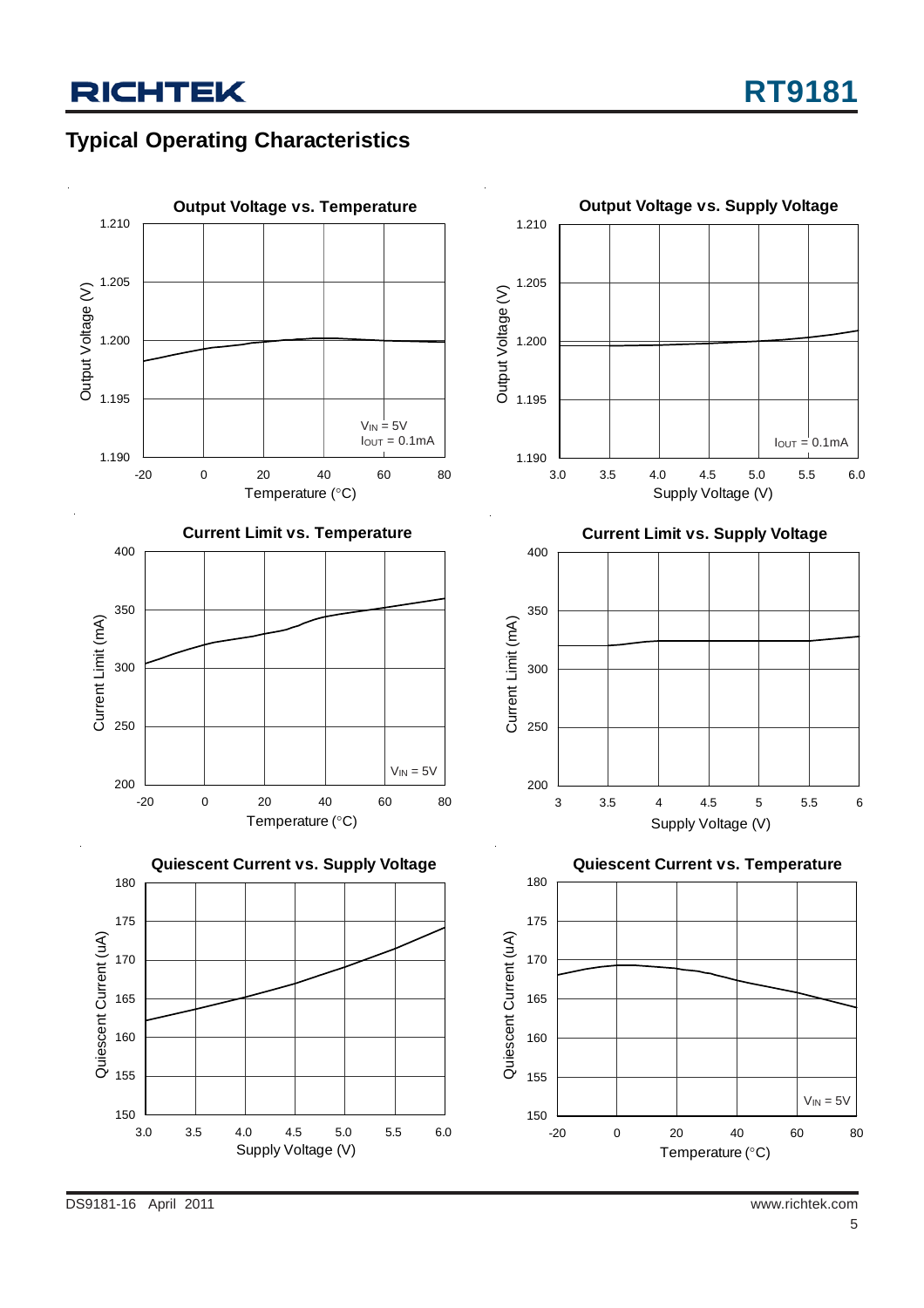## Typical Operating Characteristics

**Output Voltage vs. Temperature**

Output Voltage (V) vs. Temperature (°C); $V_{IN}$ = 5V, $I_{OUT}$ = 0.1mA

**Output Voltage vs. Supply Voltage**

Output Voltage (V) vs. Supply Voltage (V); $I_{OUT}$ = 0.1mA

**Current Limit vs. Temperature**

Current Limit (mA) vs. Temperature (°C); $V_{IN}$ = 5V

**Current Limit vs. Supply Voltage**

Current Limit (mA) vs. Supply Voltage (V)

**Quiescent Current vs. Supply Voltage**

Quiescent Current (uA) vs. Supply Voltage (V)

**Quiescent Current vs. Temperature**

Quiescent Current (uA) vs. Temperature (°C); $V_{IN}$ = 5V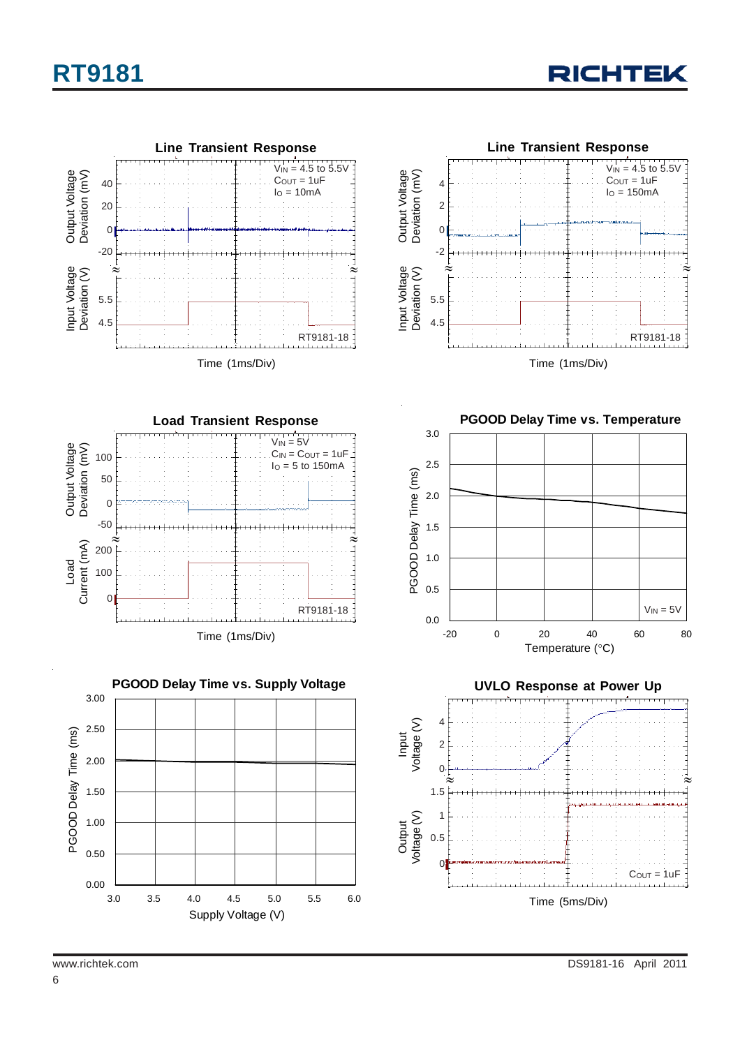**Line Transient Response**

$V_{IN}$ = 4.5 to 5.5V
$C_{OUT}$ = 1uF
$I_O$ = 10mA

Output Voltage Deviation (mV)

Input Voltage Deviation (V)

Time (1ms/Div)

**Line Transient Response**

$V_{IN}$ = 4.5 to 5.5V
$C_{OUT}$ = 1uF
$I_O$ = 150mA

Output Voltage Deviation (mV)

Input Voltage Deviation (V)

Time (1ms/Div)

**Load Transient Response**

$V_{IN}$ = 5V
$C_{IN}$ = $C_{OUT}$ = 1uF
$I_O$ = 5 to 150mA

Output Voltage Deviation (mV)

Load Current (mA)

Time (1ms/Div)

**PGOOD Delay Time vs. Temperature**

$V_{IN}$ = 5V

PGOOD Delay Time (ms)

Temperature (°C)

**PGOOD Delay Time vs. Supply Voltage**

PGOOD Delay Time (ms)

Supply Voltage (V)

**UVLO Response at Power Up**

$C_{OUT}$ = 1uF

Input Voltage (V)

Output Voltage (V)

Time (5ms/Div)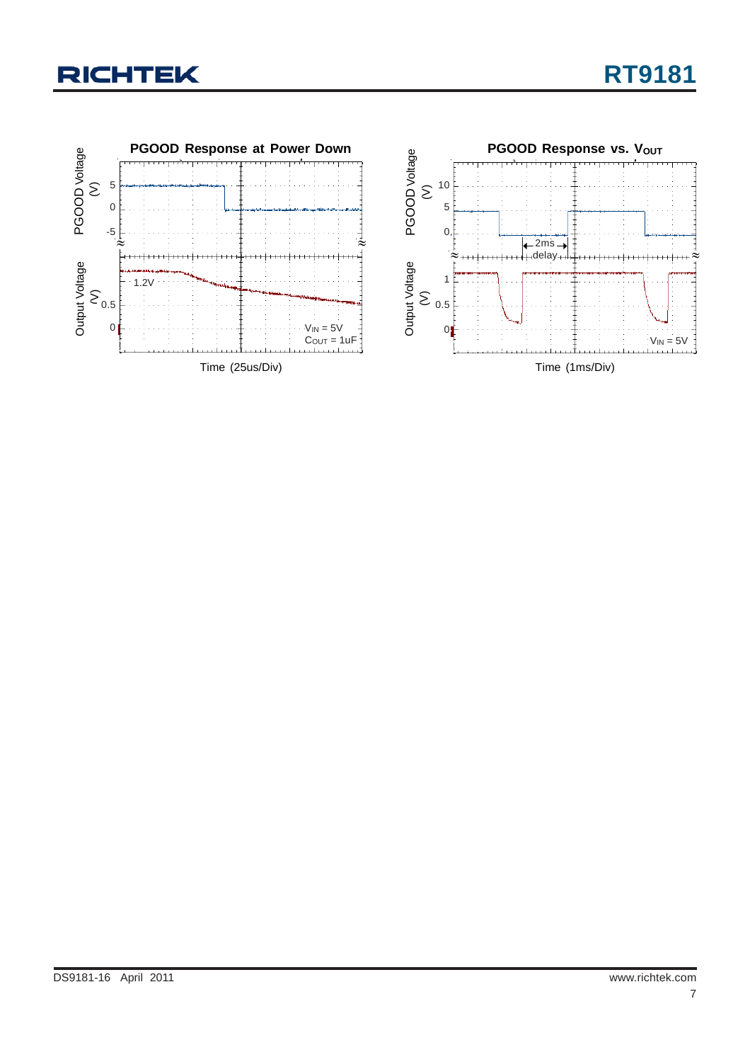**PGOOD Response at Power Down**

PGOOD Voltage (V)

Output Voltage (V)

1.2V

$V_{IN}$ = 5V

$C_{OUT}$ = 1uF

Time (25us/Div)

**PGOOD Response vs. $V_{OUT}$**

PGOOD Voltage (V)

Output Voltage (V)

2ms delay

$V_{IN}$ = 5V

Time (1ms/Div)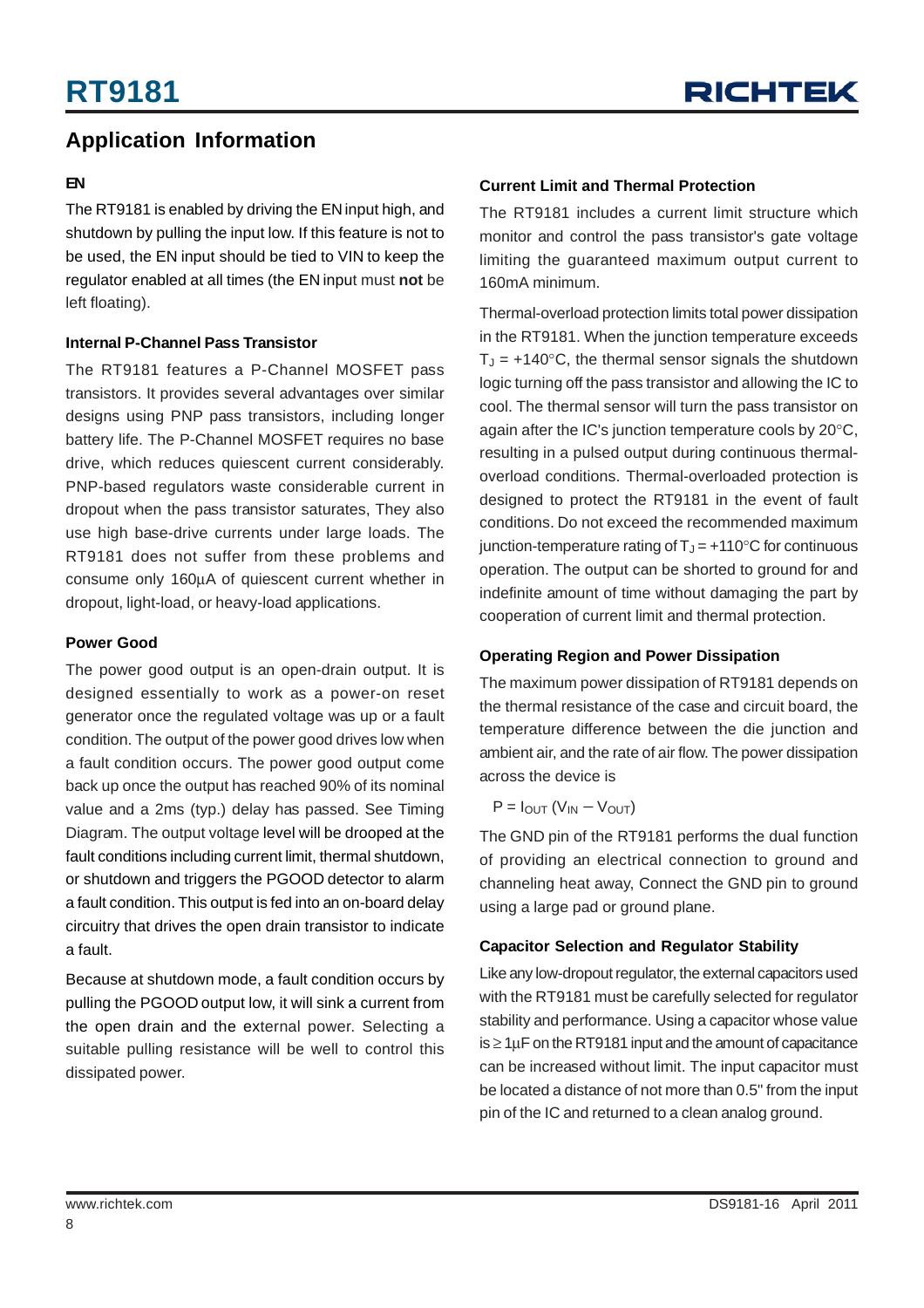## Application Information

### EN

The RT9181 is enabled by driving the EN input high, and shutdown by pulling the input low. If this feature is not to be used, the EN input should be tied to VIN to keep the regulator enabled at all times (the EN input must **not** be left floating).

### Internal P-Channel Pass Transistor

The RT9181 features a P-Channel MOSFET pass transistors. It provides several advantages over similar designs using PNP pass transistors, including longer battery life. The P-Channel MOSFET requires no base drive, which reduces quiescent current considerably. PNP-based regulators waste considerable current in dropout when the pass transistor saturates, They also use high base-drive currents under large loads. The RT9181 does not suffer from these problems and consume only 160µA of quiescent current whether in dropout, light-load, or heavy-load applications.

### Power Good

The power good output is an open-drain output. It is designed essentially to work as a power-on reset generator once the regulated voltage was up or a fault condition. The output of the power good drives low when a fault condition occurs. The power good output come back up once the output has reached 90% of its nominal value and a 2ms (typ.) delay has passed. See Timing Diagram. The output voltage level will be drooped at the fault conditions including current limit, thermal shutdown, or shutdown and triggers the PGOOD detector to alarm a fault condition. This output is fed into an on-board delay circuitry that drives the open drain transistor to indicate a fault.

Because at shutdown mode, a fault condition occurs by pulling the PGOOD output low, it will sink a current from the open drain and the external power. Selecting a suitable pulling resistance will be well to control this dissipated power.

### Current Limit and Thermal Protection

The RT9181 includes a current limit structure which monitor and control the pass transistor's gate voltage limiting the guaranteed maximum output current to 160mA minimum.

Thermal-overload protection limits total power dissipation in the RT9181. When the junction temperature exceeds $T_J$ = +140°C, the thermal sensor signals the shutdown logic turning off the pass transistor and allowing the IC to cool. The thermal sensor will turn the pass transistor on again after the IC's junction temperature cools by 20°C, resulting in a pulsed output during continuous thermal-overload conditions. Thermal-overloaded protection is designed to protect the RT9181 in the event of fault conditions. Do not exceed the recommended maximum junction-temperature rating of $T_J$ = +110°C for continuous operation. The output can be shorted to ground for and indefinite amount of time without damaging the part by cooperation of current limit and thermal protection.

### Operating Region and Power Dissipation

The maximum power dissipation of RT9181 depends on the thermal resistance of the case and circuit board, the temperature difference between the die junction and ambient air, and the rate of air flow. The power dissipation across the device is

$$P = I_{OUT} (V_{IN} - V_{OUT})$$

The GND pin of the RT9181 performs the dual function of providing an electrical connection to ground and channeling heat away, Connect the GND pin to ground using a large pad or ground plane.

### Capacitor Selection and Regulator Stability

Like any low-dropout regulator, the external capacitors used with the RT9181 must be carefully selected for regulator stability and performance. Using a capacitor whose value is ≥ 1µF on the RT9181 input and the amount of capacitance can be increased without limit. The input capacitor must be located a distance of not more than 0.5" from the input pin of the IC and returned to a clean analog ground.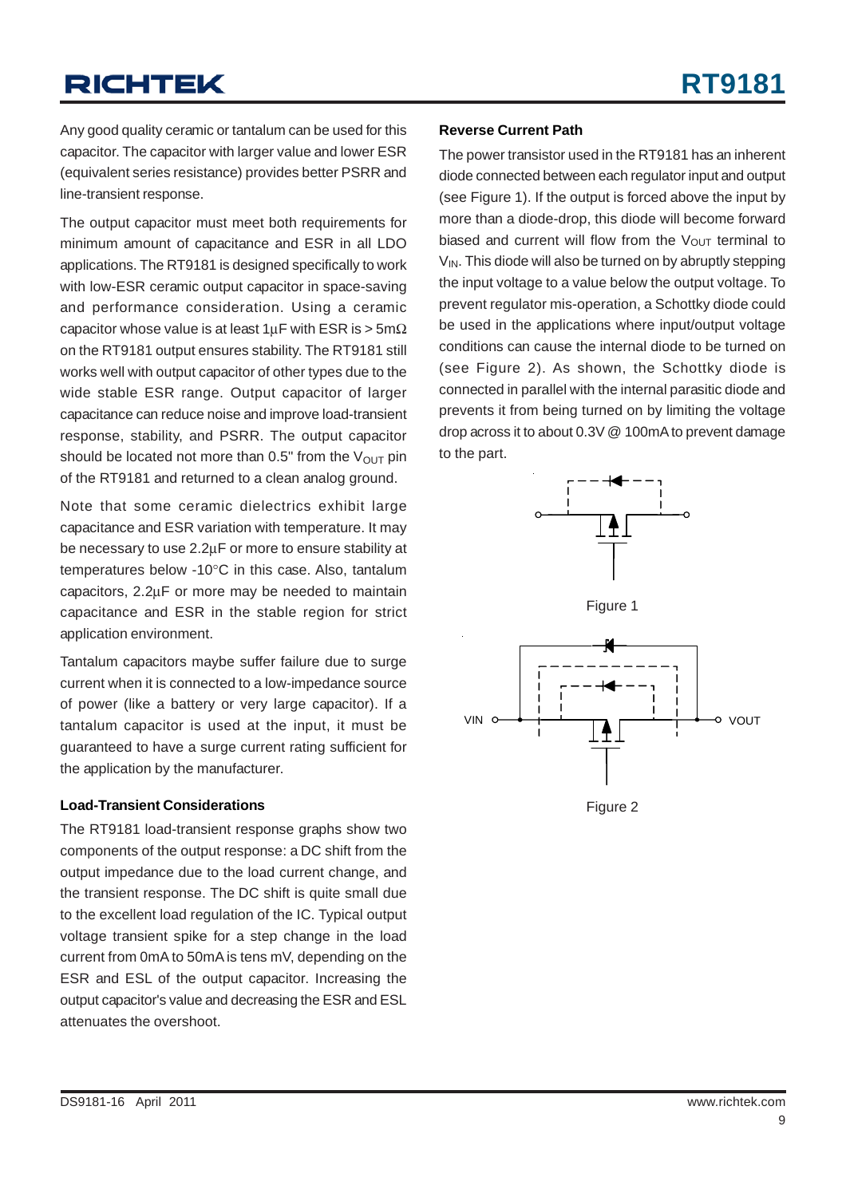Any good quality ceramic or tantalum can be used for this capacitor. The capacitor with larger value and lower ESR (equivalent series resistance) provides better PSRR and line-transient response.

The output capacitor must meet both requirements for minimum amount of capacitance and ESR in all LDO applications. The RT9181 is designed specifically to work with low-ESR ceramic output capacitor in space-saving and performance consideration. Using a ceramic capacitor whose value is at least 1µF with ESR is > 5mΩ on the RT9181 output ensures stability. The RT9181 still works well with output capacitor of other types due to the wide stable ESR range. Output capacitor of larger capacitance can reduce noise and improve load-transient response, stability, and PSRR. The output capacitor should be located not more than 0.5" from the $V_{OUT}$ pin of the RT9181 and returned to a clean analog ground.

Note that some ceramic dielectrics exhibit large capacitance and ESR variation with temperature. It may be necessary to use 2.2µF or more to ensure stability at temperatures below -10°C in this case. Also, tantalum capacitors, 2.2µF or more may be needed to maintain capacitance and ESR in the stable region for strict application environment.

Tantalum capacitors maybe suffer failure due to surge current when it is connected to a low-impedance source of power (like a battery or very large capacitor). If a tantalum capacitor is used at the input, it must be guaranteed to have a surge current rating sufficient for the application by the manufacturer.

### Load-Transient Considerations

The RT9181 load-transient response graphs show two components of the output response: a DC shift from the output impedance due to the load current change, and the transient response. The DC shift is quite small due to the excellent load regulation of the IC. Typical output voltage transient spike for a step change in the load current from 0mA to 50mA is tens mV, depending on the ESR and ESL of the output capacitor. Increasing the output capacitor's value and decreasing the ESR and ESL attenuates the overshoot.

### Reverse Current Path

The power transistor used in the RT9181 has an inherent diode connected between each regulator input and output (see Figure 1). If the output is forced above the input by more than a diode-drop, this diode will become forward biased and current will flow from the $V_{OUT}$ terminal to $V_{IN}$. This diode will also be turned on by abruptly stepping the input voltage to a value below the output voltage. To prevent regulator mis-operation, a Schottky diode could be used in the applications where input/output voltage conditions can cause the internal diode to be turned on (see Figure 2). As shown, the Schottky diode is connected in parallel with the internal parasitic diode and prevents it from being turned on by limiting the voltage drop across it to about 0.3V @ 100mA to prevent damage to the part.

Figure 1

VIN VOUT

Figure 2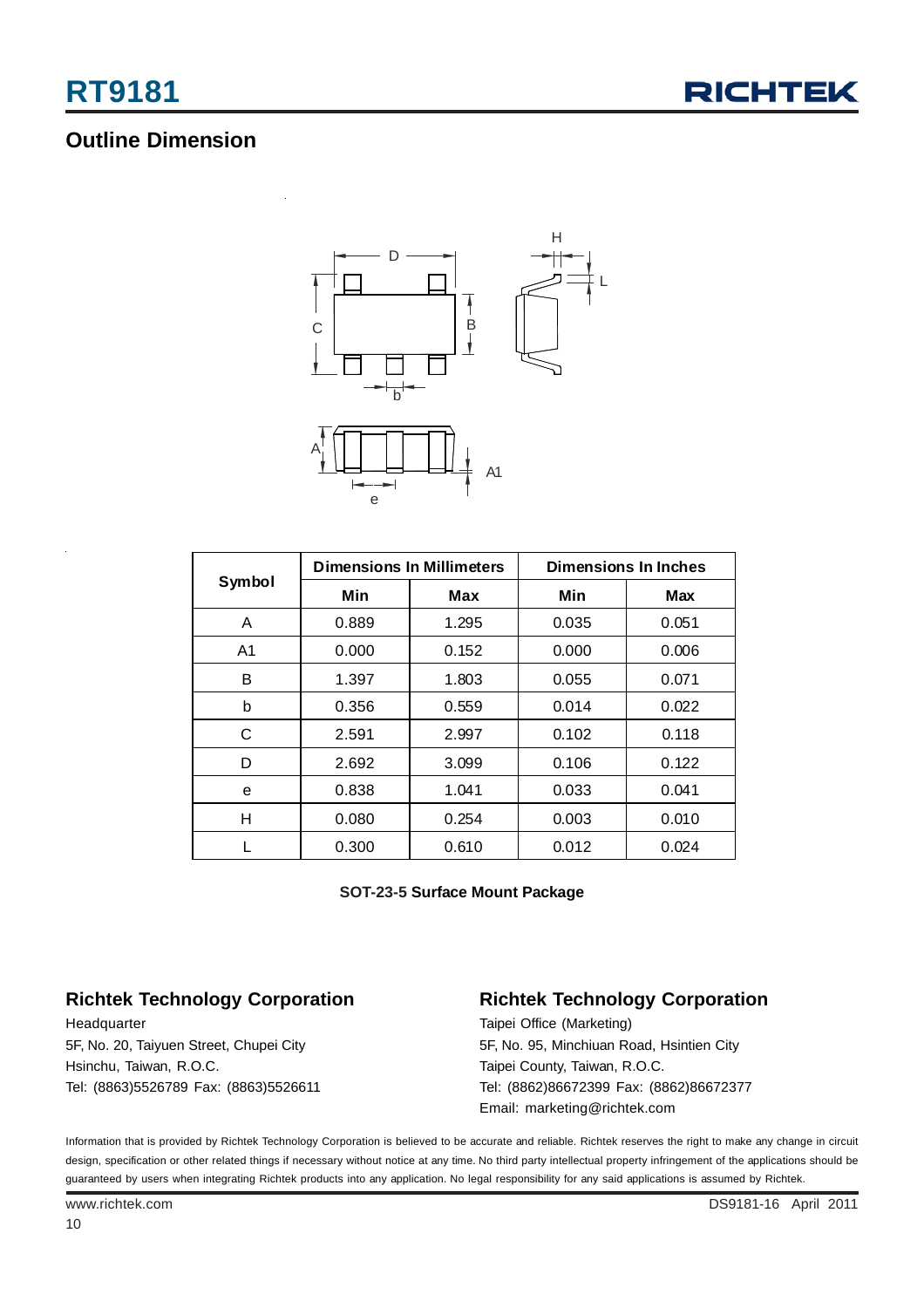## Outline Dimension

| Symbol | Dimensions In Millimeters | | Dimensions In Inches | |
|---|---|---|---|---|
| | Min | Max | Min | Max |
| A | 0.889 | 1.295 | 0.035 | 0.051 |
| A1 | 0.000 | 0.152 | 0.000 | 0.006 |
| B | 1.397 | 1.803 | 0.055 | 0.071 |
| b | 0.356 | 0.559 | 0.014 | 0.022 |
| C | 2.591 | 2.997 | 0.102 | 0.118 |
| D | 2.692 | 3.099 | 0.106 | 0.122 |
| e | 0.838 | 1.041 | 0.033 | 0.041 |
| H | 0.080 | 0.254 | 0.003 | 0.010 |
| L | 0.300 | 0.610 | 0.012 | 0.024 |

**SOT-23-5 Surface Mount Package**

### Richtek Technology Corporation

Headquarter
5F, No. 20, Taiyuen Street, Chupei City
Hsinchu, Taiwan, R.O.C.
Tel: (8863)5526789 Fax: (8863)5526611

### Richtek Technology Corporation

Taipei Office (Marketing)
5F, No. 95, Minchiuan Road, Hsintien City
Taipei County, Taiwan, R.O.C.
Tel: (8862)86672399 Fax: (8862)86672377
Email: marketing@richtek.com

Information that is provided by Richtek Technology Corporation is believed to be accurate and reliable. Richtek reserves the right to make any change in circuit design, specification or other related things if necessary without notice at any time. No third party intellectual property infringement of the applications should be guaranteed by users when integrating Richtek products into any application. No legal responsibility for any said applications is assumed by Richtek.